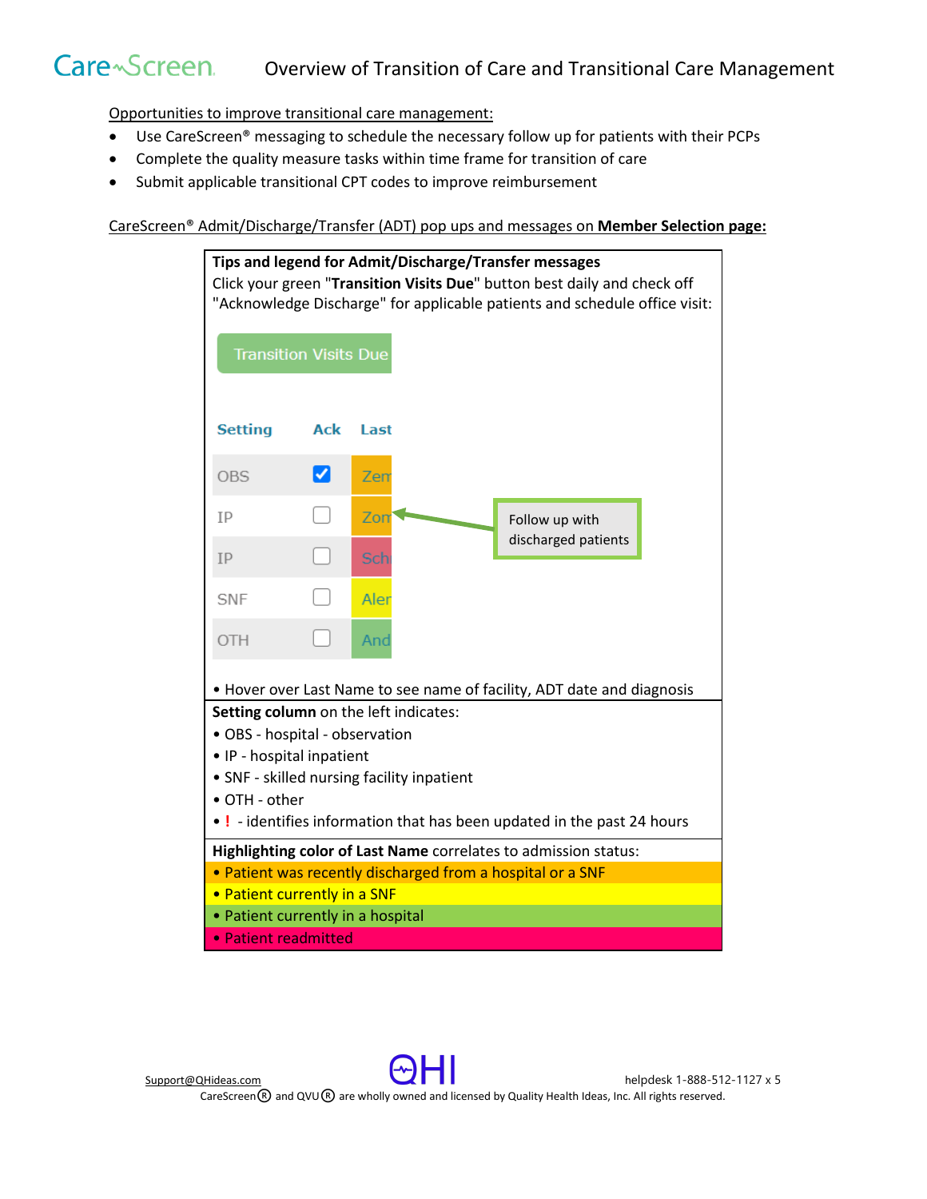# Overview of Transition of Care and Transitional Care Management

Opportunities to improve transitional care management:

- Use CareScreen® messaging to schedule the necessary follow up for patients with their PCPs
- Complete the quality measure tasks within time frame for transition of care
- Submit applicable transitional CPT codes to improve reimbursement

CareScreen® Admit/Discharge/Transfer (ADT) pop ups and messages on **Member Selection page:**

**Tips and legend for Admit/Discharge/Transfer messages**

Click your green "**Transition Visits Due**" button best daily and check off "Acknowledge Discharge" for applicable patients and schedule office visit:

Transition Visits Due

| Setting | Ack | Last |
|---|---|---|
| OBS | ☑ | Zem |
| IP | ☐ | Zon |
| IP | ☐ | Sch |
| SNF | ☐ | Aler |
| OTH | ☐ | And |

Follow up with discharged patients

• Hover over Last Name to see name of facility, ADT date and diagnosis

**Setting column** on the left indicates:

- OBS - hospital - observation
- IP - hospital inpatient
- SNF - skilled nursing facility inpatient
- OTH - other
- ! - identifies information that has been updated in the past 24 hours

**Highlighting color of Last Name** correlates to admission status:

- Patient was recently discharged from a hospital or a SNF
- Patient currently in a SNF
- Patient currently in a hospital
- Patient readmitted

Support@QHideas.com helpdesk 1-888-512-1127 x 5

CareScreen® and QVU® are wholly owned and licensed by Quality Health Ideas, Inc. All rights reserved.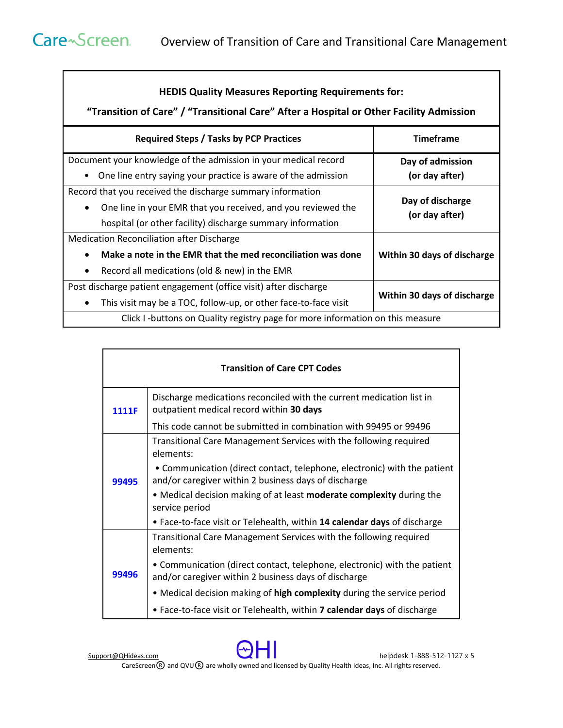**HEDIS Quality Measures Reporting Requirements for:**

**"Transition of Care" / "Transitional Care" After a Hospital or Other Facility Admission**

| Required Steps / Tasks by PCP Practices | Timeframe |
|---|---|
| Document your knowledge of the admission in your medical record<br>• One line entry saying your practice is aware of the admission | **Day of admission (or day after)** |
| Record that you received the discharge summary information<br>• One line in your EMR that you received, and you reviewed the hospital (or other facility) discharge summary information | **Day of discharge (or day after)** |
| Medication Reconciliation after Discharge<br>• **Make a note in the EMR that the med reconciliation was done**<br>• Record all medications (old & new) in the EMR | **Within 30 days of discharge** |
| Post discharge patient engagement (office visit) after discharge<br>• This visit may be a TOC, follow-up, or other face-to-face visit | **Within 30 days of discharge** |
| Click I -buttons on Quality registry page for more information on this measure | |

**Transition of Care CPT Codes**

| | |
|---|---|
| **1111F** | Discharge medications reconciled with the current medication list in outpatient medical record within **30 days**<br>This code cannot be submitted in combination with 99495 or 99496 |
| **99495** | Transitional Care Management Services with the following required elements:<br>• Communication (direct contact, telephone, electronic) with the patient and/or caregiver within 2 business days of discharge<br>• Medical decision making of at least **moderate complexity** during the service period<br>• Face-to-face visit or Telehealth, within **14 calendar days** of discharge |
| **99496** | Transitional Care Management Services with the following required elements:<br>• Communication (direct contact, telephone, electronic) with the patient and/or caregiver within 2 business days of discharge<br>• Medical decision making of **high complexity** during the service period<br>• Face-to-face visit or Telehealth, within **7 calendar days** of discharge |